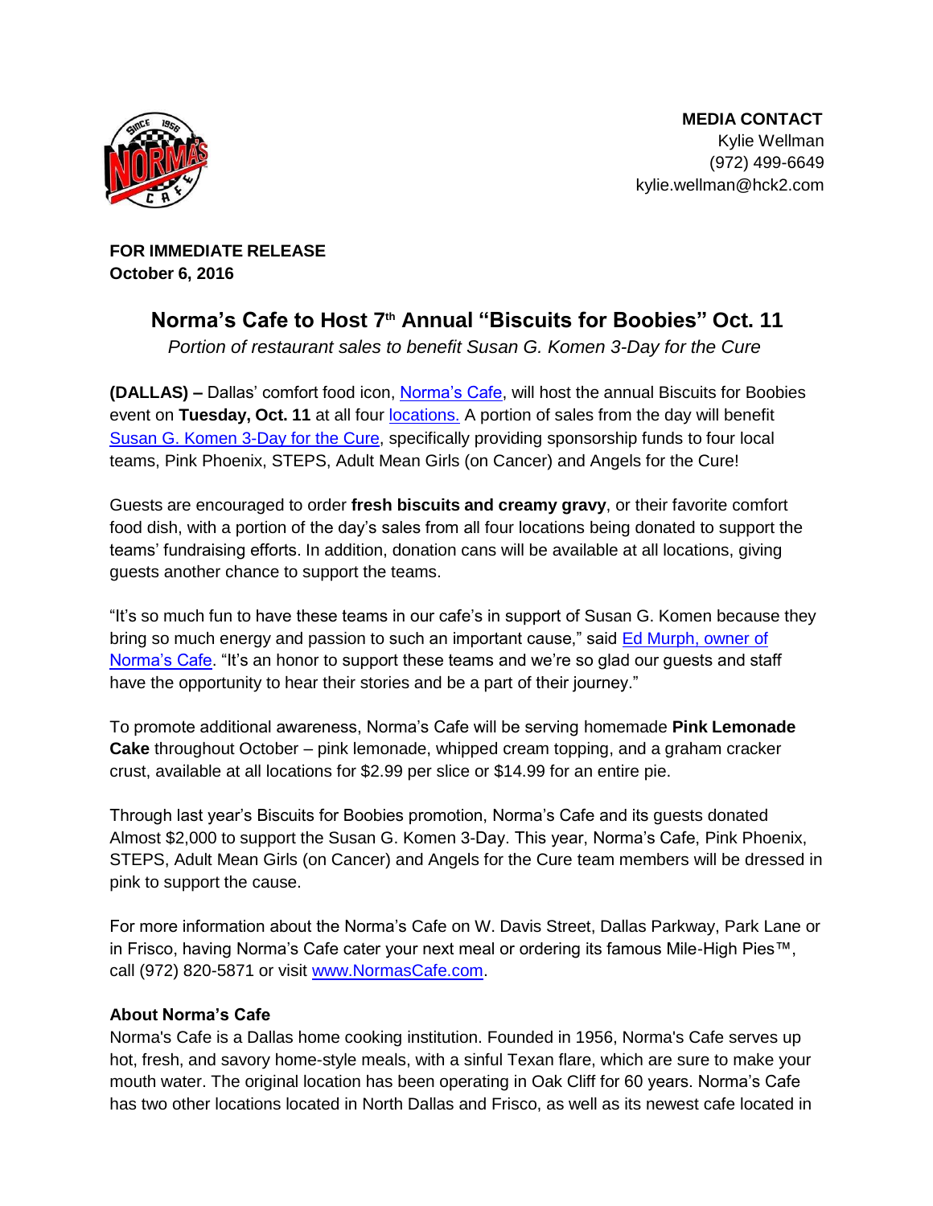**MEDIA CONTACT**
Kylie Wellman
(972) 499-6649
kylie.wellman@hck2.com

**FOR IMMEDIATE RELEASE**
**October 6, 2016**

# Norma's Cafe to Host 7th Annual "Biscuits for Boobies" Oct. 11

*Portion of restaurant sales to benefit Susan G. Komen 3-Day for the Cure*

**(DALLAS) –** Dallas' comfort food icon, Norma's Cafe, will host the annual Biscuits for Boobies event on **Tuesday, Oct. 11** at all four locations. A portion of sales from the day will benefit Susan G. Komen 3-Day for the Cure, specifically providing sponsorship funds to four local teams, Pink Phoenix, STEPS, Adult Mean Girls (on Cancer) and Angels for the Cure!

Guests are encouraged to order **fresh biscuits and creamy gravy**, or their favorite comfort food dish, with a portion of the day's sales from all four locations being donated to support the teams' fundraising efforts. In addition, donation cans will be available at all locations, giving guests another chance to support the teams.

"It's so much fun to have these teams in our cafe's in support of Susan G. Komen because they bring so much energy and passion to such an important cause," said Ed Murph, owner of Norma's Cafe. "It's an honor to support these teams and we're so glad our guests and staff have the opportunity to hear their stories and be a part of their journey."

To promote additional awareness, Norma's Cafe will be serving homemade **Pink Lemonade Cake** throughout October – pink lemonade, whipped cream topping, and a graham cracker crust, available at all locations for $2.99 per slice or $14.99 for an entire pie.

Through last year's Biscuits for Boobies promotion, Norma's Cafe and its guests donated Almost $2,000 to support the Susan G. Komen 3-Day. This year, Norma's Cafe, Pink Phoenix, STEPS, Adult Mean Girls (on Cancer) and Angels for the Cure team members will be dressed in pink to support the cause.

For more information about the Norma's Cafe on W. Davis Street, Dallas Parkway, Park Lane or in Frisco, having Norma's Cafe cater your next meal or ordering its famous Mile-High Pies™, call (972) 820-5871 or visit www.NormasCafe.com.

**About Norma's Cafe**

Norma's Cafe is a Dallas home cooking institution. Founded in 1956, Norma's Cafe serves up hot, fresh, and savory home-style meals, with a sinful Texan flare, which are sure to make your mouth water. The original location has been operating in Oak Cliff for 60 years. Norma's Cafe has two other locations located in North Dallas and Frisco, as well as its newest cafe located in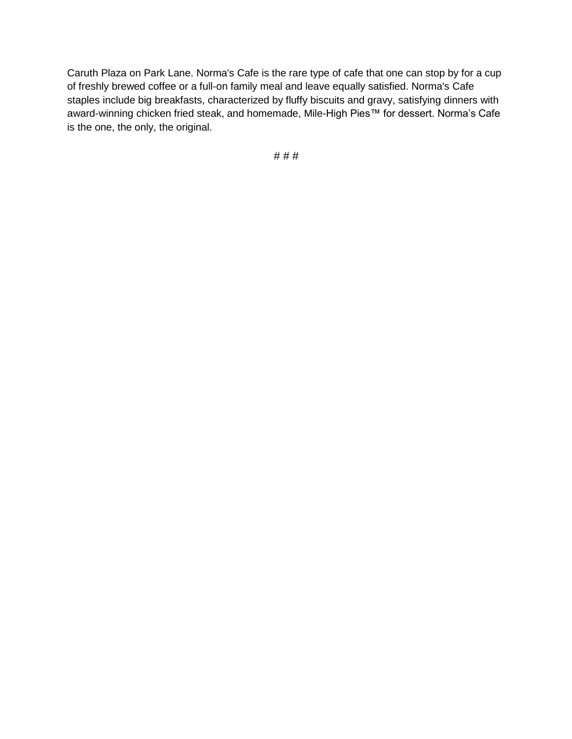Caruth Plaza on Park Lane. Norma's Cafe is the rare type of cafe that one can stop by for a cup of freshly brewed coffee or a full-on family meal and leave equally satisfied. Norma's Cafe staples include big breakfasts, characterized by fluffy biscuits and gravy, satisfying dinners with award-winning chicken fried steak, and homemade, Mile-High Pies™ for dessert. Norma's Cafe is the one, the only, the original.

# # #